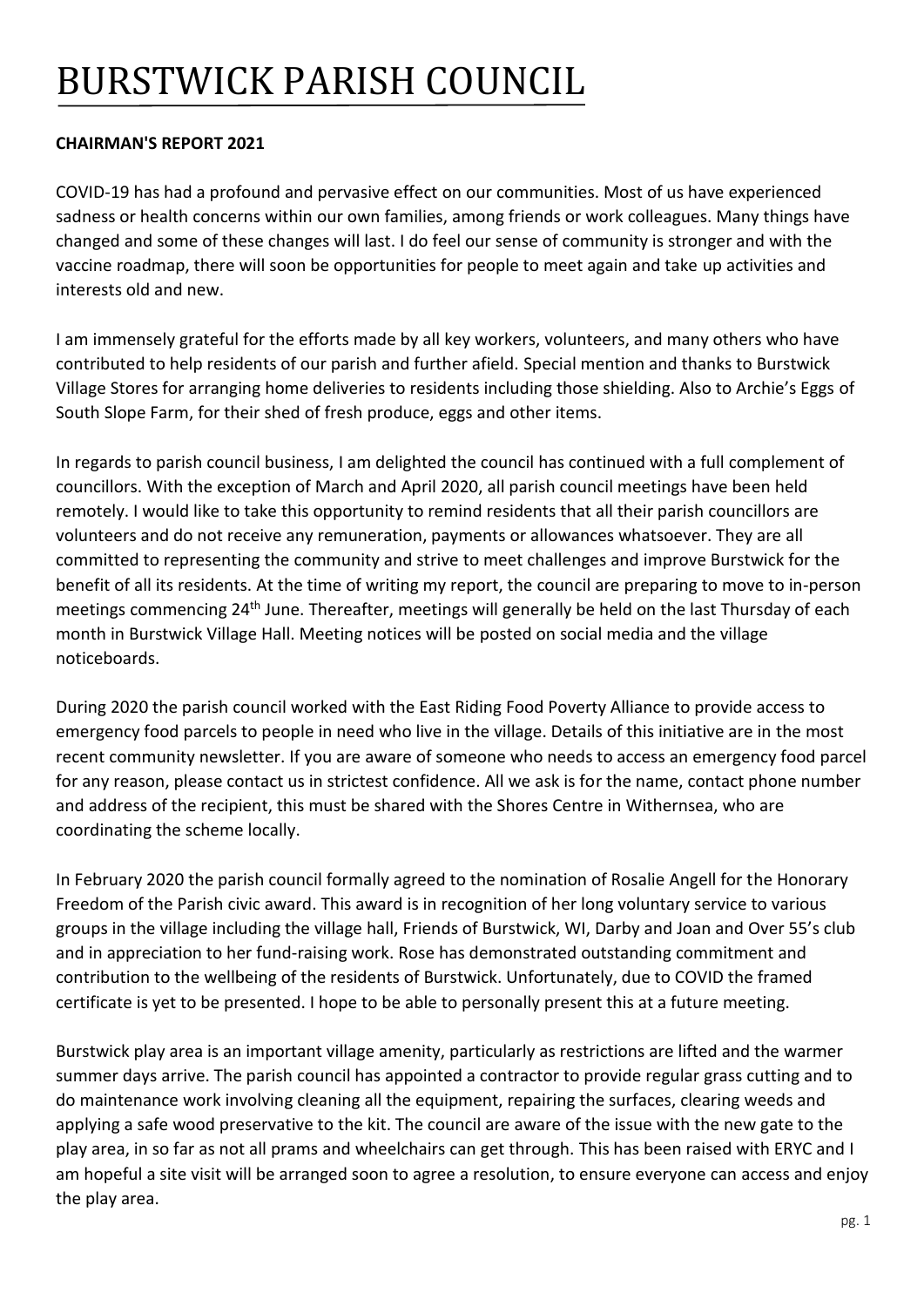# BURSTWICK PARISH COUNCIL

**CHAIRMAN'S REPORT 2021**

COVID-19 has had a profound and pervasive effect on our communities. Most of us have experienced sadness or health concerns within our own families, among friends or work colleagues. Many things have changed and some of these changes will last. I do feel our sense of community is stronger and with the vaccine roadmap, there will soon be opportunities for people to meet again and take up activities and interests old and new.

I am immensely grateful for the efforts made by all key workers, volunteers, and many others who have contributed to help residents of our parish and further afield. Special mention and thanks to Burstwick Village Stores for arranging home deliveries to residents including those shielding. Also to Archie's Eggs of South Slope Farm, for their shed of fresh produce, eggs and other items.

In regards to parish council business, I am delighted the council has continued with a full complement of councillors. With the exception of March and April 2020, all parish council meetings have been held remotely. I would like to take this opportunity to remind residents that all their parish councillors are volunteers and do not receive any remuneration, payments or allowances whatsoever. They are all committed to representing the community and strive to meet challenges and improve Burstwick for the benefit of all its residents. At the time of writing my report, the council are preparing to move to in-person meetings commencing 24th June. Thereafter, meetings will generally be held on the last Thursday of each month in Burstwick Village Hall. Meeting notices will be posted on social media and the village noticeboards.

During 2020 the parish council worked with the East Riding Food Poverty Alliance to provide access to emergency food parcels to people in need who live in the village. Details of this initiative are in the most recent community newsletter. If you are aware of someone who needs to access an emergency food parcel for any reason, please contact us in strictest confidence. All we ask is for the name, contact phone number and address of the recipient, this must be shared with the Shores Centre in Withernsea, who are coordinating the scheme locally.

In February 2020 the parish council formally agreed to the nomination of Rosalie Angell for the Honorary Freedom of the Parish civic award. This award is in recognition of her long voluntary service to various groups in the village including the village hall, Friends of Burstwick, WI, Darby and Joan and Over 55's club and in appreciation to her fund-raising work. Rose has demonstrated outstanding commitment and contribution to the wellbeing of the residents of Burstwick. Unfortunately, due to COVID the framed certificate is yet to be presented. I hope to be able to personally present this at a future meeting.

Burstwick play area is an important village amenity, particularly as restrictions are lifted and the warmer summer days arrive. The parish council has appointed a contractor to provide regular grass cutting and to do maintenance work involving cleaning all the equipment, repairing the surfaces, clearing weeds and applying a safe wood preservative to the kit. The council are aware of the issue with the new gate to the play area, in so far as not all prams and wheelchairs can get through. This has been raised with ERYC and I am hopeful a site visit will be arranged soon to agree a resolution, to ensure everyone can access and enjoy the play area.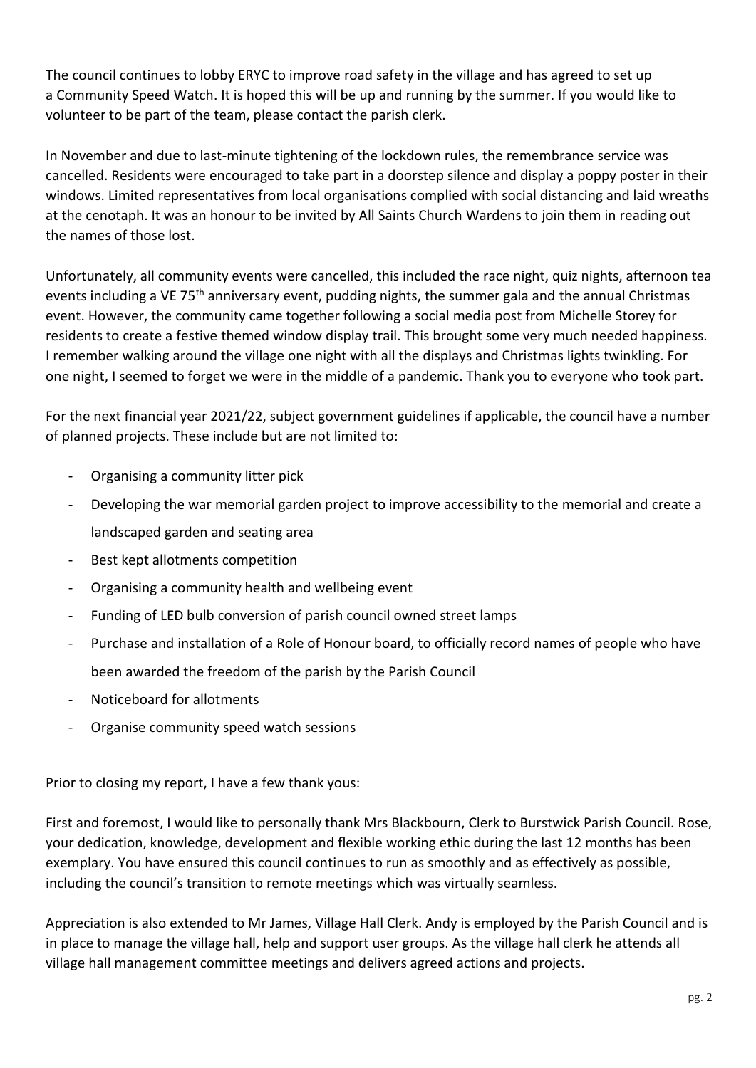The council continues to lobby ERYC to improve road safety in the village and has agreed to set up a Community Speed Watch. It is hoped this will be up and running by the summer. If you would like to volunteer to be part of the team, please contact the parish clerk.

In November and due to last-minute tightening of the lockdown rules, the remembrance service was cancelled. Residents were encouraged to take part in a doorstep silence and display a poppy poster in their windows. Limited representatives from local organisations complied with social distancing and laid wreaths at the cenotaph. It was an honour to be invited by All Saints Church Wardens to join them in reading out the names of those lost.

Unfortunately, all community events were cancelled, this included the race night, quiz nights, afternoon tea events including a VE 75th anniversary event, pudding nights, the summer gala and the annual Christmas event. However, the community came together following a social media post from Michelle Storey for residents to create a festive themed window display trail. This brought some very much needed happiness. I remember walking around the village one night with all the displays and Christmas lights twinkling. For one night, I seemed to forget we were in the middle of a pandemic. Thank you to everyone who took part.

For the next financial year 2021/22, subject government guidelines if applicable, the council have a number of planned projects. These include but are not limited to:

- Organising a community litter pick
- Developing the war memorial garden project to improve accessibility to the memorial and create a landscaped garden and seating area
- Best kept allotments competition
- Organising a community health and wellbeing event
- Funding of LED bulb conversion of parish council owned street lamps
- Purchase and installation of a Role of Honour board, to officially record names of people who have been awarded the freedom of the parish by the Parish Council
- Noticeboard for allotments
- Organise community speed watch sessions

Prior to closing my report, I have a few thank yous:

First and foremost, I would like to personally thank Mrs Blackbourn, Clerk to Burstwick Parish Council. Rose, your dedication, knowledge, development and flexible working ethic during the last 12 months has been exemplary. You have ensured this council continues to run as smoothly and as effectively as possible, including the council's transition to remote meetings which was virtually seamless.

Appreciation is also extended to Mr James, Village Hall Clerk. Andy is employed by the Parish Council and is in place to manage the village hall, help and support user groups. As the village hall clerk he attends all village hall management committee meetings and delivers agreed actions and projects.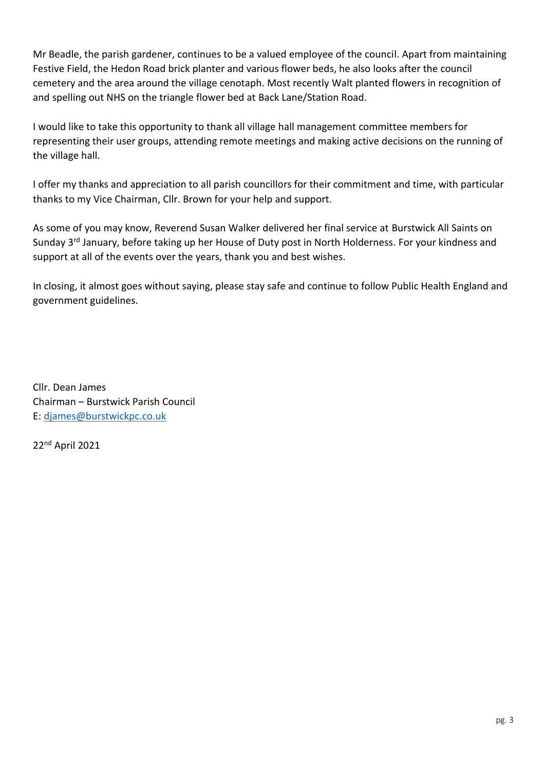Mr Beadle, the parish gardener, continues to be a valued employee of the council. Apart from maintaining Festive Field, the Hedon Road brick planter and various flower beds, he also looks after the council cemetery and the area around the village cenotaph. Most recently Walt planted flowers in recognition of and spelling out NHS on the triangle flower bed at Back Lane/Station Road.

I would like to take this opportunity to thank all village hall management committee members for representing their user groups, attending remote meetings and making active decisions on the running of the village hall.

I offer my thanks and appreciation to all parish councillors for their commitment and time, with particular thanks to my Vice Chairman, Cllr. Brown for your help and support.

As some of you may know, Reverend Susan Walker delivered her final service at Burstwick All Saints on Sunday 3rd January, before taking up her House of Duty post in North Holderness. For your kindness and support at all of the events over the years, thank you and best wishes.

In closing, it almost goes without saying, please stay safe and continue to follow Public Health England and government guidelines.

Cllr. Dean James  
Chairman – Burstwick Parish Council  
E: djames@burstwickpc.co.uk

22nd April 2021